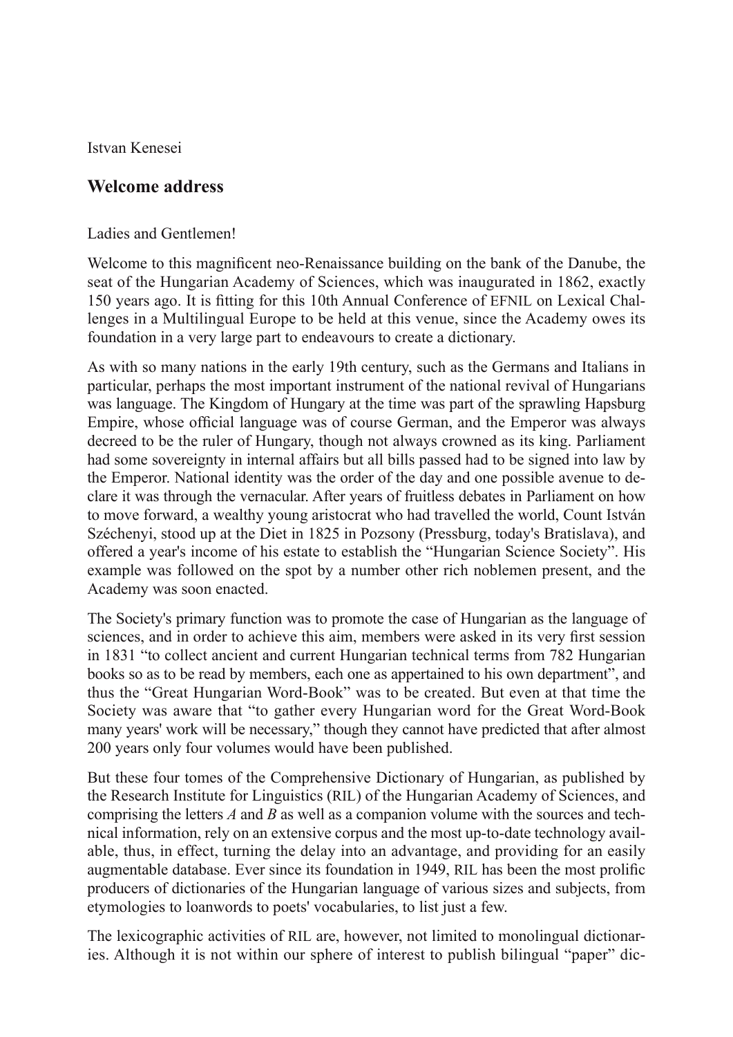Istvan Kenesei

## Welcome address

Ladies and Gentlemen!

Welcome to this magnificent neo-Renaissance building on the bank of the Danube, the seat of the Hungarian Academy of Sciences, which was inaugurated in 1862, exactly 150 years ago. It is fitting for this 10th Annual Conference of EFNIL on Lexical Challenges in a Multilingual Europe to be held at this venue, since the Academy owes its foundation in a very large part to endeavours to create a dictionary.

As with so many nations in the early 19th century, such as the Germans and Italians in particular, perhaps the most important instrument of the national revival of Hungarians was language. The Kingdom of Hungary at the time was part of the sprawling Hapsburg Empire, whose official language was of course German, and the Emperor was always decreed to be the ruler of Hungary, though not always crowned as its king. Parliament had some sovereignty in internal affairs but all bills passed had to be signed into law by the Emperor. National identity was the order of the day and one possible avenue to declare it was through the vernacular. After years of fruitless debates in Parliament on how to move forward, a wealthy young aristocrat who had travelled the world, Count István Széchenyi, stood up at the Diet in 1825 in Pozsony (Pressburg, today's Bratislava), and offered a year's income of his estate to establish the "Hungarian Science Society". His example was followed on the spot by a number other rich noblemen present, and the Academy was soon enacted.

The Society's primary function was to promote the case of Hungarian as the language of sciences, and in order to achieve this aim, members were asked in its very first session in 1831 "to collect ancient and current Hungarian technical terms from 782 Hungarian books so as to be read by members, each one as appertained to his own department", and thus the "Great Hungarian Word-Book" was to be created. But even at that time the Society was aware that "to gather every Hungarian word for the Great Word-Book many years' work will be necessary," though they cannot have predicted that after almost 200 years only four volumes would have been published.

But these four tomes of the Comprehensive Dictionary of Hungarian, as published by the Research Institute for Linguistics (RIL) of the Hungarian Academy of Sciences, and comprising the letters *A* and *B* as well as a companion volume with the sources and technical information, rely on an extensive corpus and the most up-to-date technology available, thus, in effect, turning the delay into an advantage, and providing for an easily augmentable database. Ever since its foundation in 1949, RIL has been the most prolific producers of dictionaries of the Hungarian language of various sizes and subjects, from etymologies to loanwords to poets' vocabularies, to list just a few.

The lexicographic activities of RIL are, however, not limited to monolingual dictionaries. Although it is not within our sphere of interest to publish bilingual "paper" dic-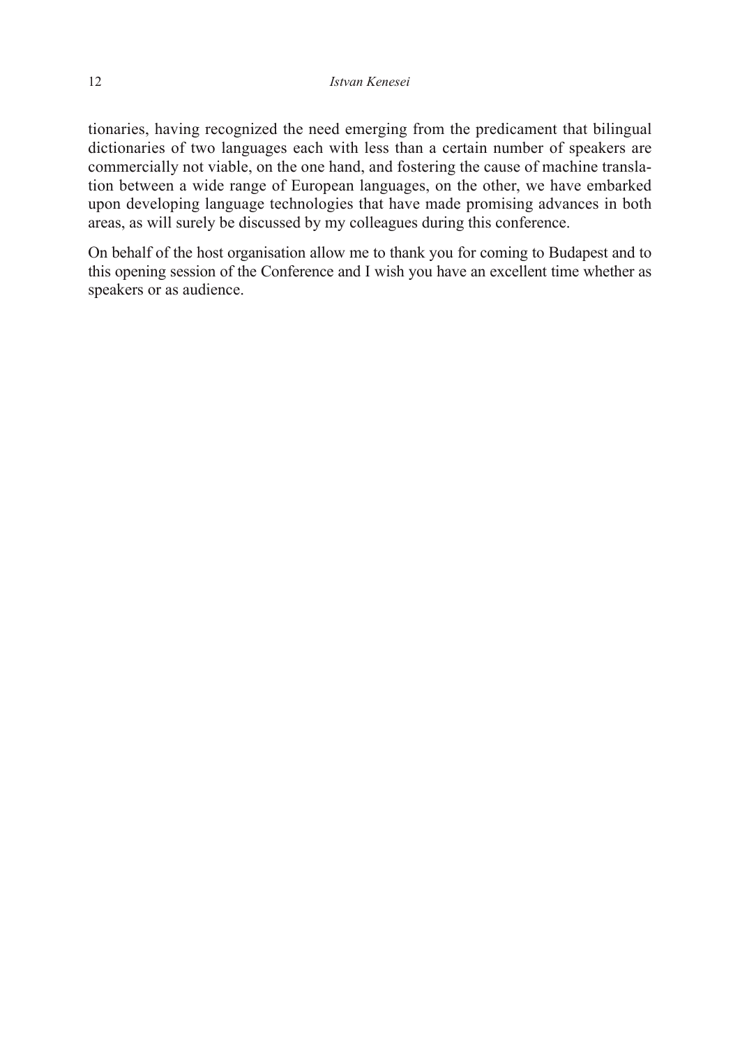tionaries, having recognized the need emerging from the predicament that bilingual dictionaries of two languages each with less than a certain number of speakers are commercially not viable, on the one hand, and fostering the cause of machine translation between a wide range of European languages, on the other, we have embarked upon developing language technologies that have made promising advances in both areas, as will surely be discussed by my colleagues during this conference.

On behalf of the host organisation allow me to thank you for coming to Budapest and to this opening session of the Conference and I wish you have an excellent time whether as speakers or as audience.